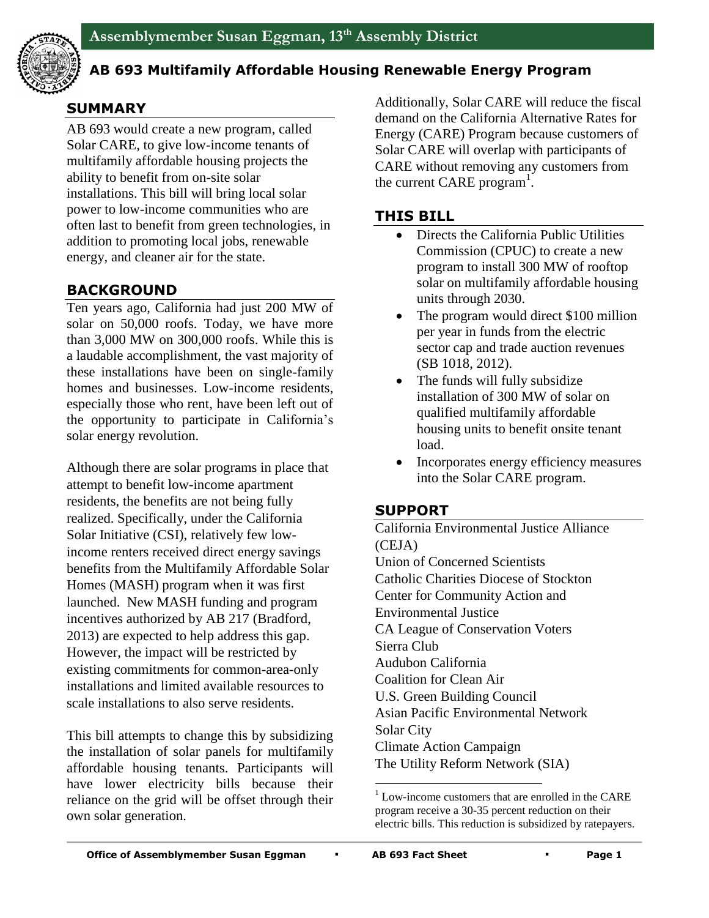# Assemblymember Susan Eggman, 13th Assembly District

## AB 693 Multifamily Affordable Housing Renewable Energy Program

### SUMMARY

AB 693 would create a new program, called Solar CARE, to give low-income tenants of multifamily affordable housing projects the ability to benefit from on-site solar installations. This bill will bring local solar power to low-income communities who are often last to benefit from green technologies, in addition to promoting local jobs, renewable energy, and cleaner air for the state.

### BACKGROUND

Ten years ago, California had just 200 MW of solar on 50,000 roofs. Today, we have more than 3,000 MW on 300,000 roofs. While this is a laudable accomplishment, the vast majority of these installations have been on single-family homes and businesses. Low-income residents, especially those who rent, have been left out of the opportunity to participate in California's solar energy revolution.

Although there are solar programs in place that attempt to benefit low-income apartment residents, the benefits are not being fully realized. Specifically, under the California Solar Initiative (CSI), relatively few low-income renters received direct energy savings benefits from the Multifamily Affordable Solar Homes (MASH) program when it was first launched. New MASH funding and program incentives authorized by AB 217 (Bradford, 2013) are expected to help address this gap. However, the impact will be restricted by existing commitments for common-area-only installations and limited available resources to scale installations to also serve residents.

This bill attempts to change this by subsidizing the installation of solar panels for multifamily affordable housing tenants. Participants will have lower electricity bills because their reliance on the grid will be offset through their own solar generation.

Additionally, Solar CARE will reduce the fiscal demand on the California Alternative Rates for Energy (CARE) Program because customers of Solar CARE will overlap with participants of CARE without removing any customers from the current CARE program[1].

### THIS BILL

- Directs the California Public Utilities Commission (CPUC) to create a new program to install 300 MW of rooftop solar on multifamily affordable housing units through 2030.
- The program would direct $100 million per year in funds from the electric sector cap and trade auction revenues (SB 1018, 2012).
- The funds will fully subsidize installation of 300 MW of solar on qualified multifamily affordable housing units to benefit onsite tenant load.
- Incorporates energy efficiency measures into the Solar CARE program.

### SUPPORT

California Environmental Justice Alliance (CEJA)
Union of Concerned Scientists
Catholic Charities Diocese of Stockton
Center for Community Action and Environmental Justice
CA League of Conservation Voters
Sierra Club
Audubon California
Coalition for Clean Air
U.S. Green Building Council
Asian Pacific Environmental Network
Solar City
Climate Action Campaign
The Utility Reform Network (SIA)

[1] Low-income customers that are enrolled in the CARE program receive a 30-35 percent reduction on their electric bills. This reduction is subsidized by ratepayers.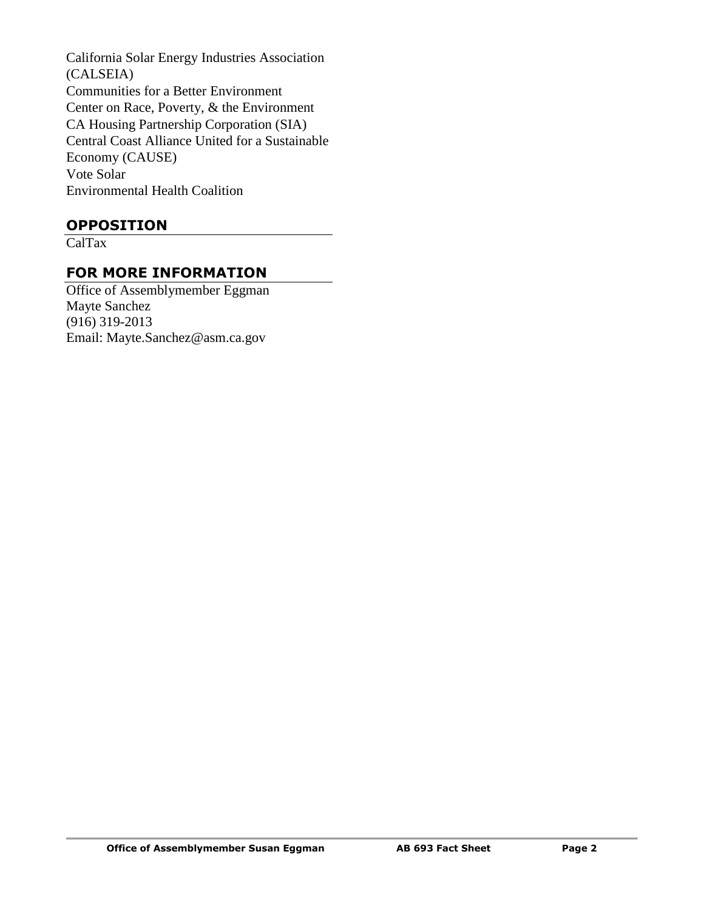California Solar Energy Industries Association (CALSEIA)
Communities for a Better Environment
Center on Race, Poverty, & the Environment
CA Housing Partnership Corporation (SIA)
Central Coast Alliance United for a Sustainable Economy (CAUSE)
Vote Solar
Environmental Health Coalition

## OPPOSITION

CalTax

## FOR MORE INFORMATION

Office of Assemblymember Eggman
Mayte Sanchez
(916) 319-2013
Email: Mayte.Sanchez@asm.ca.gov